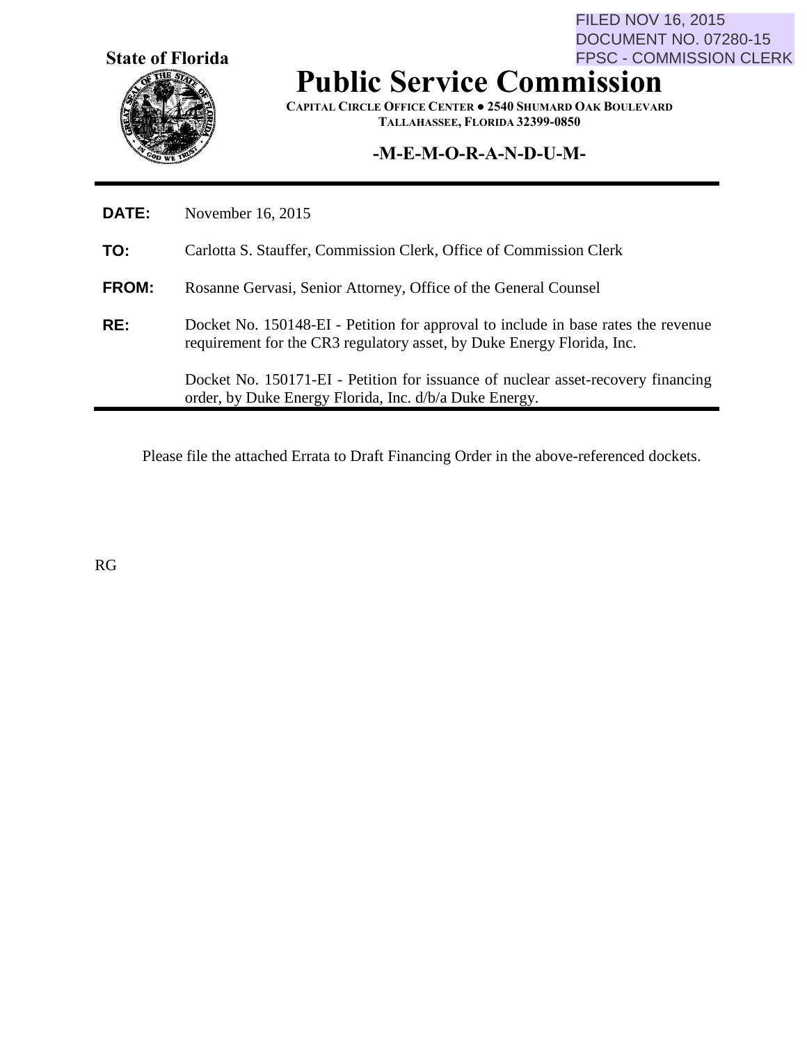FILED NOV 16, 2015
DOCUMENT NO. 07280-15
FPSC - COMMISSION CLERK

**State of Florida**

# Public Service Commission

**CAPITAL CIRCLE OFFICE CENTER ● 2540 SHUMARD OAK BOULEVARD**
**TALLAHASSEE, FLORIDA 32399-0850**

## -M-E-M-O-R-A-N-D-U-M-

**DATE:** November 16, 2015

**TO:** Carlotta S. Stauffer, Commission Clerk, Office of Commission Clerk

**FROM:** Rosanne Gervasi, Senior Attorney, Office of the General Counsel

**RE:** Docket No. 150148-EI - Petition for approval to include in base rates the revenue requirement for the CR3 regulatory asset, by Duke Energy Florida, Inc.

Docket No. 150171-EI - Petition for issuance of nuclear asset-recovery financing order, by Duke Energy Florida, Inc. d/b/a Duke Energy.

Please file the attached Errata to Draft Financing Order in the above-referenced dockets.

RG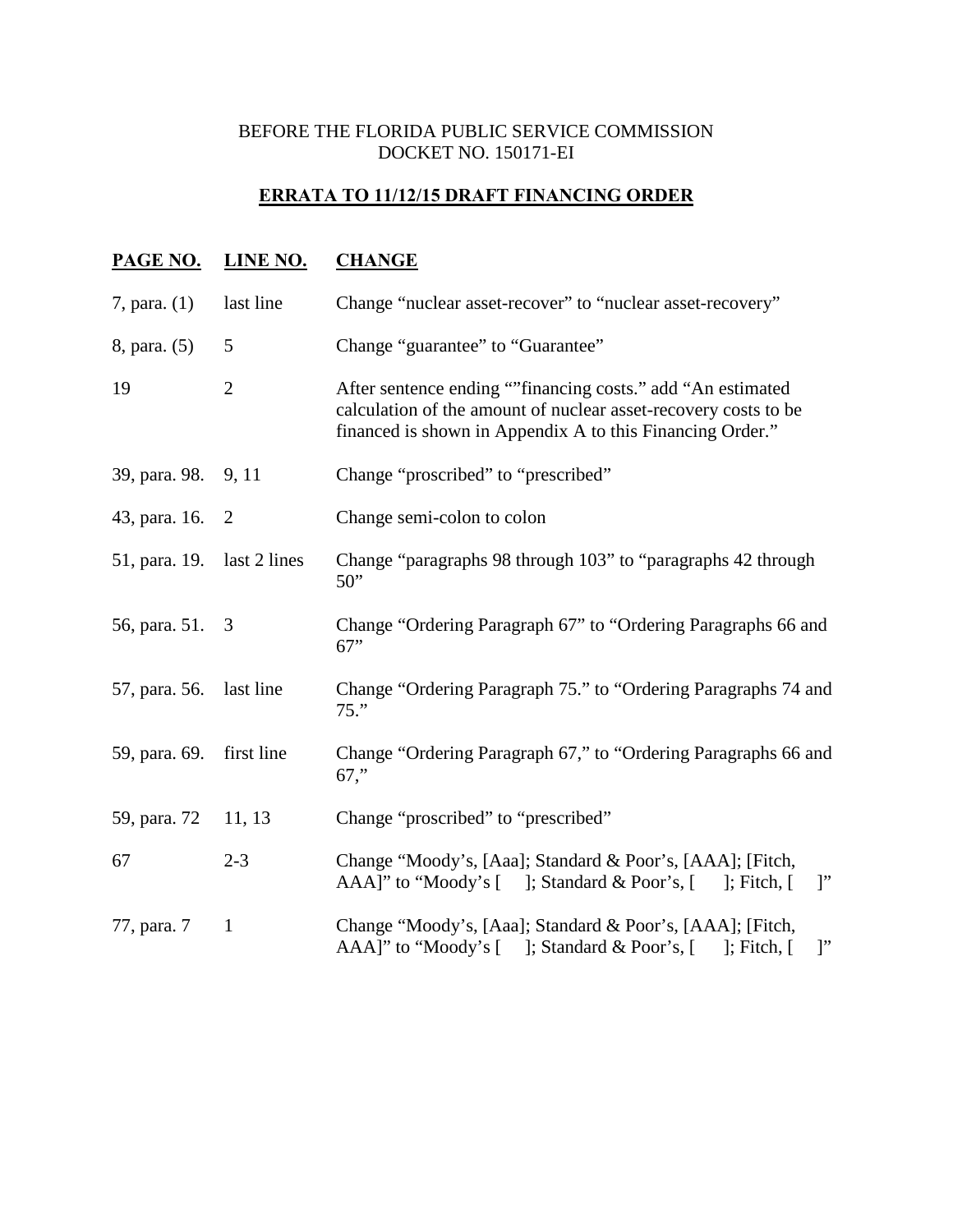BEFORE THE FLORIDA PUBLIC SERVICE COMMISSION
DOCKET NO. 150171-EI

## ERRATA TO 11/12/15 DRAFT FINANCING ORDER

| PAGE NO. | LINE NO. | CHANGE |
|---|---|---|
| 7, para. (1) | last line | Change "nuclear asset-recover" to "nuclear asset-recovery" |
| 8, para. (5) | 5 | Change "guarantee" to "Guarantee" |
| 19 | 2 | After sentence ending ""financing costs." add "An estimated calculation of the amount of nuclear asset-recovery costs to be financed is shown in Appendix A to this Financing Order." |
| 39, para. 98. | 9, 11 | Change "proscribed" to "prescribed" |
| 43, para. 16. | 2 | Change semi-colon to colon |
| 51, para. 19. | last 2 lines | Change "paragraphs 98 through 103" to "paragraphs 42 through 50" |
| 56, para. 51. | 3 | Change "Ordering Paragraph 67" to "Ordering Paragraphs 66 and 67" |
| 57, para. 56. | last line | Change "Ordering Paragraph 75." to "Ordering Paragraphs 74 and 75." |
| 59, para. 69. | first line | Change "Ordering Paragraph 67," to "Ordering Paragraphs 66 and 67," |
| 59, para. 72 | 11, 13 | Change "proscribed" to "prescribed" |
| 67 | 2-3 | Change "Moody's, [Aaa]; Standard & Poor's, [AAA]; [Fitch, AAA]" to "Moody's [ ]; Standard & Poor's, [ ]; Fitch, [ ]" |
| 77, para. 7 | 1 | Change "Moody's, [Aaa]; Standard & Poor's, [AAA]; [Fitch, AAA]" to "Moody's [ ]; Standard & Poor's, [ ]; Fitch, [ ]" |